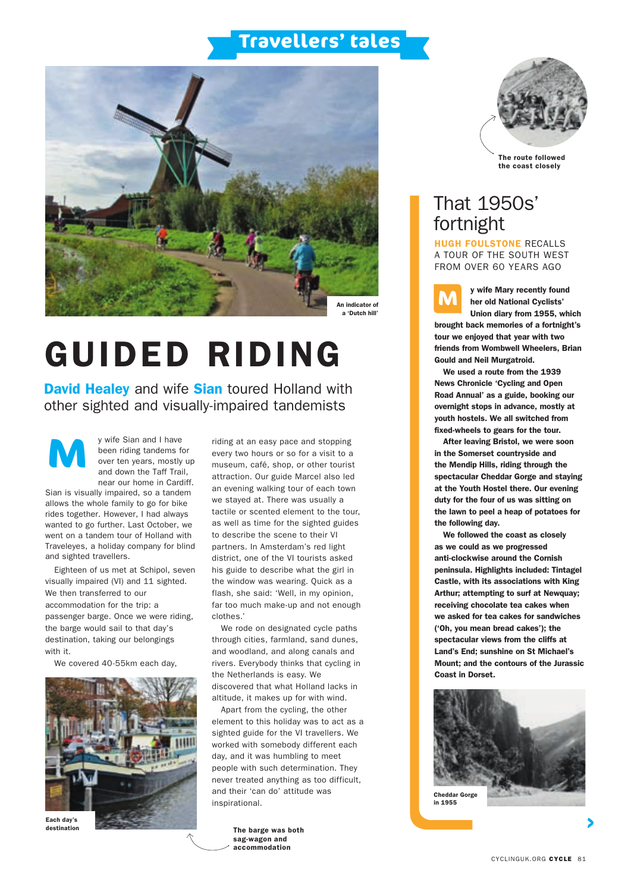# Travellers' tales

An indicator of a 'Dutch hill'

# GUIDED RIDING

**David Healey** and wife **Sian** toured Holland with other sighted and visually-impaired tandemists

My wife Sian and I have been riding tandems for over ten years, mostly up and down the Taff Trail, near our home in Cardiff. Sian is visually impaired, so a tandem allows the whole family to go for bike rides together. However, I had always wanted to go further. Last October, we went on a tandem tour of Holland with Traveleyes, a holiday company for blind and sighted travellers.

Eighteen of us met at Schipol, seven visually impaired (VI) and 11 sighted. We then transferred to our accommodation for the trip: a passenger barge. Once we were riding, the barge would sail to that day's destination, taking our belongings with it.

We covered 40-55km each day, riding at an easy pace and stopping every two hours or so for a visit to a museum, café, shop, or other tourist attraction. Our guide Marcel also led an evening walking tour of each town we stayed at. There was usually a tactile or scented element to the tour, as well as time for the sighted guides to describe the scene to their VI partners. In Amsterdam's red light district, one of the VI tourists asked his guide to describe what the girl in the window was wearing. Quick as a flash, she said: 'Well, in my opinion, far too much make-up and not enough clothes.'

We rode on designated cycle paths through cities, farmland, sand dunes, and woodland, and along canals and rivers. Everybody thinks that cycling in the Netherlands is easy. We discovered that what Holland lacks in altitude, it makes up for with wind.

Apart from the cycling, the other element to this holiday was to act as a sighted guide for the VI travellers. We worked with somebody different each day, and it was humbling to meet people with such determination. They never treated anything as too difficult, and their 'can do' attitude was inspirational.

Each day's destination

The barge was both sag-wagon and accommodation

The route followed the coast closely

## That 1950s' fortnight

**HUGH FOULSTONE** RECALLS A TOUR OF THE SOUTH WEST FROM OVER 60 YEARS AGO

**My wife Mary recently found her old National Cyclists' Union diary from 1955, which brought back memories of a fortnight's tour we enjoyed that year with two friends from Wombwell Wheelers, Brian Gould and Neil Murgatroid.**

**We used a route from the 1939 News Chronicle 'Cycling and Open Road Annual' as a guide, booking our overnight stops in advance, mostly at youth hostels. We all switched from fixed-wheels to gears for the tour.**

**After leaving Bristol, we were soon in the Somerset countryside and the Mendip Hills, riding through the spectacular Cheddar Gorge and staying at the Youth Hostel there. Our evening duty for the four of us was sitting on the lawn to peel a heap of potatoes for the following day.**

**We followed the coast as closely as we could as we progressed anti-clockwise around the Cornish peninsula. Highlights included: Tintagel Castle, with its associations with King Arthur; attempting to surf at Newquay; receiving chocolate tea cakes when we asked for tea cakes for sandwiches ('Oh, you mean bread cakes'); the spectacular views from the cliffs at Land's End; sunshine on St Michael's Mount; and the contours of the Jurassic Coast in Dorset.**

Cheddar Gorge in 1955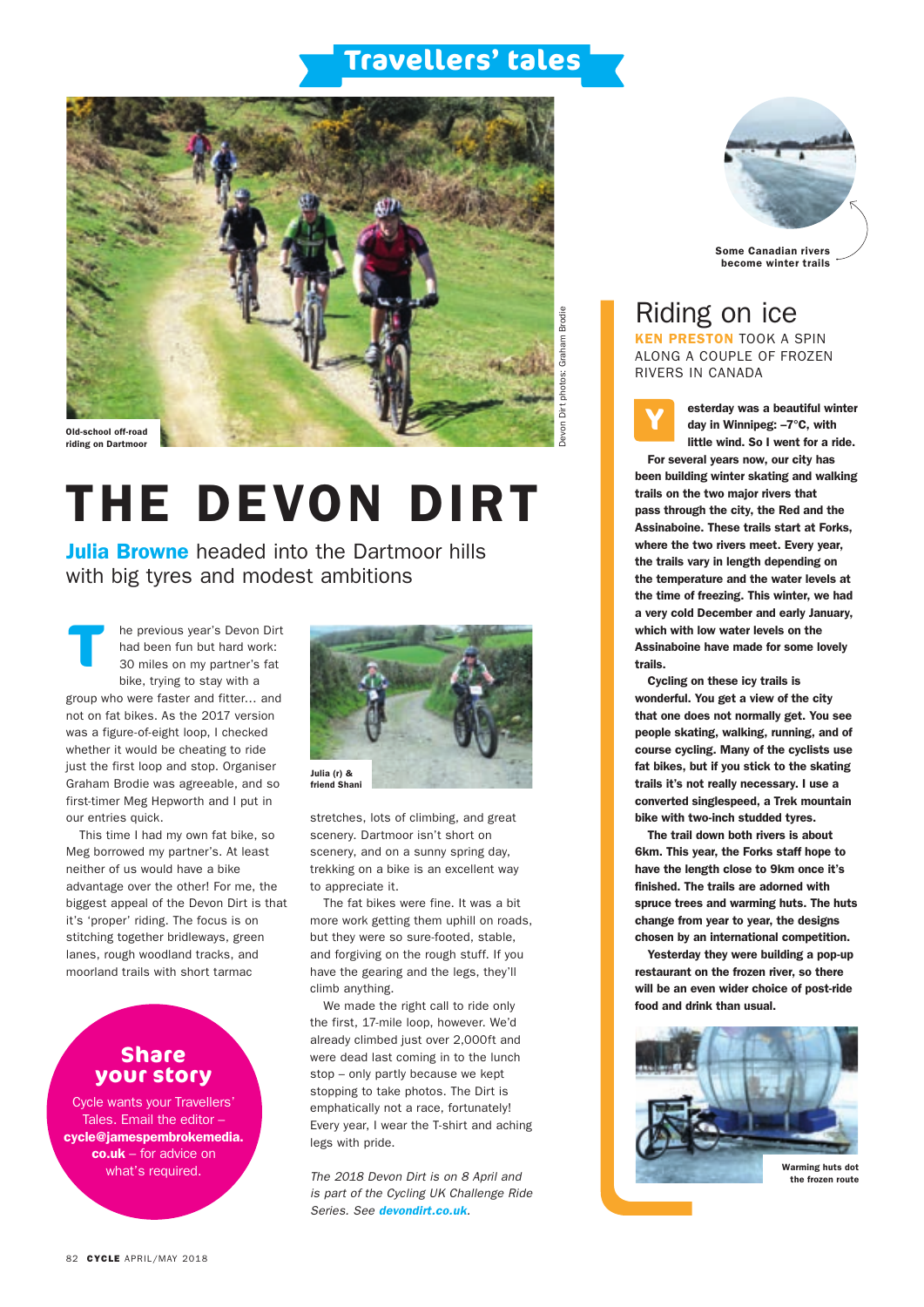# Travellers' tales

Old-school off-road riding on Dartmoor

Devon Dirt photos: Graham Brodie

# THE DEVON DIRT

**Julia Browne** headed into the Dartmoor hills with big tyres and modest ambitions

The previous year's Devon Dirt had been fun but hard work: 30 miles on my partner's fat bike, trying to stay with a group who were faster and fitter... and not on fat bikes. As the 2017 version was a figure-of-eight loop, I checked whether it would be cheating to ride just the first loop and stop. Organiser Graham Brodie was agreeable, and so first-timer Meg Hepworth and I put in our entries quick.

This time I had my own fat bike, so Meg borrowed my partner's. At least neither of us would have a bike advantage over the other! For me, the biggest appeal of the Devon Dirt is that it's 'proper' riding. The focus is on stitching together bridleways, green lanes, rough woodland tracks, and moorland trails with short tarmac stretches, lots of climbing, and great scenery. Dartmoor isn't short on scenery, and on a sunny spring day, trekking on a bike is an excellent way to appreciate it.

Julia (r) & friend Shani

The fat bikes were fine. It was a bit more work getting them uphill on roads, but they were so sure-footed, stable, and forgiving on the rough stuff. If you have the gearing and the legs, they'll climb anything.

We made the right call to ride only the first, 17-mile loop, however. We'd already climbed just over 2,000ft and were dead last coming in to the lunch stop – only partly because we kept stopping to take photos. The Dirt is emphatically not a race, fortunately! Every year, I wear the T-shirt and aching legs with pride.

*The 2018 Devon Dirt is on 8 April and is part of the Cycling UK Challenge Ride Series. See devondirt.co.uk.*

## Share your story

Cycle wants your Travellers' Tales. Email the editor – **cycle@jamespembrokemedia.co.uk** – for advice on what's required.

Some Canadian rivers become winter trails

# Riding on ice

**KEN PRESTON** TOOK A SPIN ALONG A COUPLE OF FROZEN RIVERS IN CANADA

**Yesterday was a beautiful winter day in Winnipeg: –7°C, with little wind. So I went for a ride.**

**For several years now, our city has been building winter skating and walking trails on the two major rivers that pass through the city, the Red and the Assinaboine. These trails start at Forks, where the two rivers meet. Every year, the trails vary in length depending on the temperature and the water levels at the time of freezing. This winter, we had a very cold December and early January, which with low water levels on the Assinaboine have made for some lovely trails.**

**Cycling on these icy trails is wonderful. You get a view of the city that one does not normally get. You see people skating, walking, running, and of course cycling. Many of the cyclists use fat bikes, but if you stick to the skating trails it's not really necessary. I use a converted singlespeed, a Trek mountain bike with two-inch studded tyres.**

**The trail down both rivers is about 6km. This year, the Forks staff hope to have the length close to 9km once it's finished. The trails are adorned with spruce trees and warming huts. The huts change from year to year, the designs chosen by an international competition.**

**Yesterday they were building a pop-up restaurant on the frozen river, so there will be an even wider choice of post-ride food and drink than usual.**

Warming huts dot the frozen route